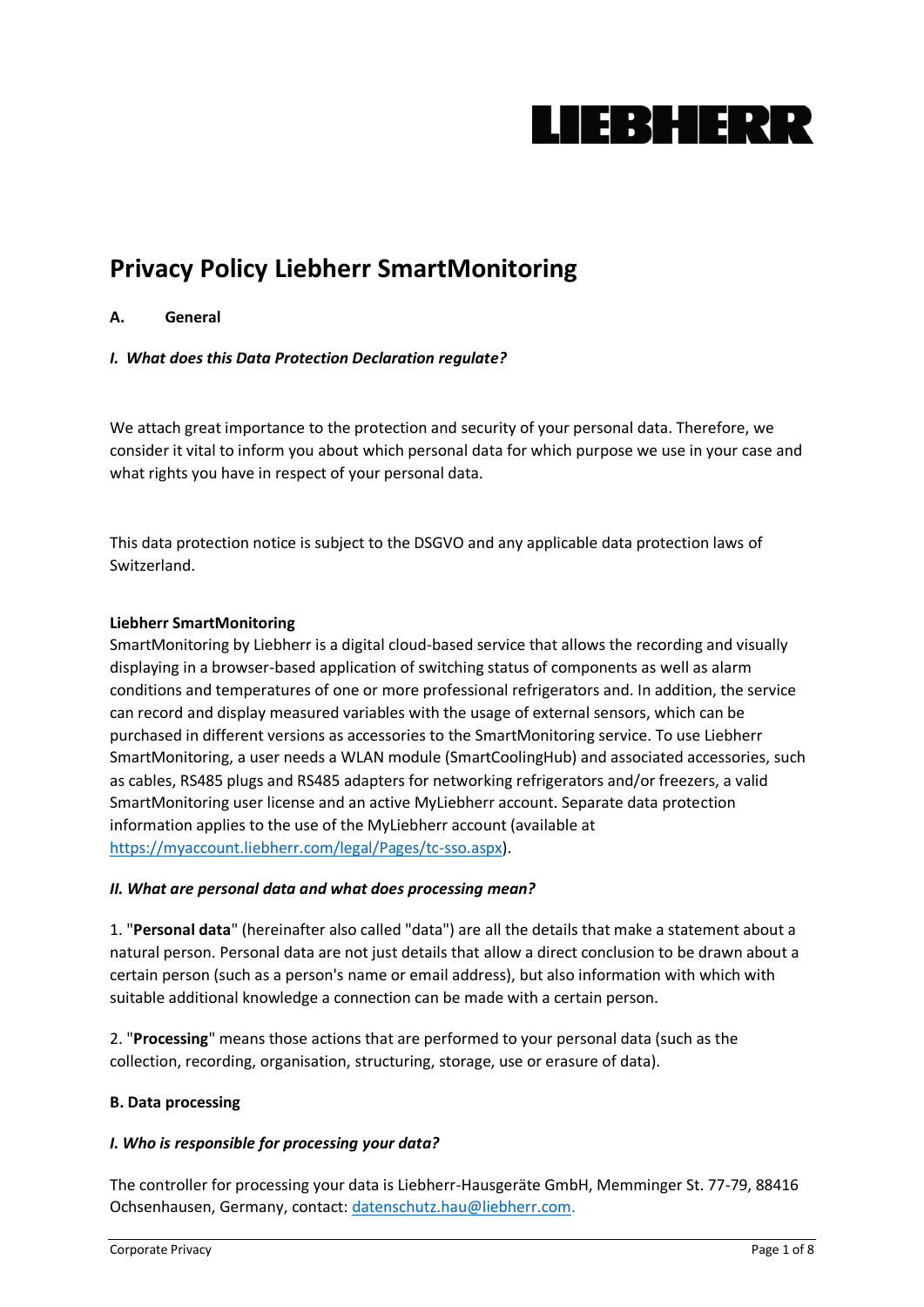# Privacy Policy Liebherr SmartMonitoring

## A. General

### *I. What does this Data Protection Declaration regulate?*

We attach great importance to the protection and security of your personal data. Therefore, we consider it vital to inform you about which personal data for which purpose we use in your case and what rights you have in respect of your personal data.

This data protection notice is subject to the DSGVO and any applicable data protection laws of Switzerland.

**Liebherr SmartMonitoring**

SmartMonitoring by Liebherr is a digital cloud-based service that allows the recording and visually displaying in a browser-based application of switching status of components as well as alarm conditions and temperatures of one or more professional refrigerators and. In addition, the service can record and display measured variables with the usage of external sensors, which can be purchased in different versions as accessories to the SmartMonitoring service. To use Liebherr SmartMonitoring, a user needs a WLAN module (SmartCoolingHub) and associated accessories, such as cables, RS485 plugs and RS485 adapters for networking refrigerators and/or freezers, a valid SmartMonitoring user license and an active MyLiebherr account. Separate data protection information applies to the use of the MyLiebherr account (available at https://myaccount.liebherr.com/legal/Pages/tc-sso.aspx).

### *II. What are personal data and what does processing mean?*

1. "**Personal data**" (hereinafter also called "data") are all the details that make a statement about a natural person. Personal data are not just details that allow a direct conclusion to be drawn about a certain person (such as a person's name or email address), but also information with which with suitable additional knowledge a connection can be made with a certain person.

2. "**Processing**" means those actions that are performed to your personal data (such as the collection, recording, organisation, structuring, storage, use or erasure of data).

## B. Data processing

### *I. Who is responsible for processing your data?*

The controller for processing your data is Liebherr-Hausgeräte GmbH, Memminger St. 77-79, 88416 Ochsenhausen, Germany, contact: datenschutz.hau@liebherr.com.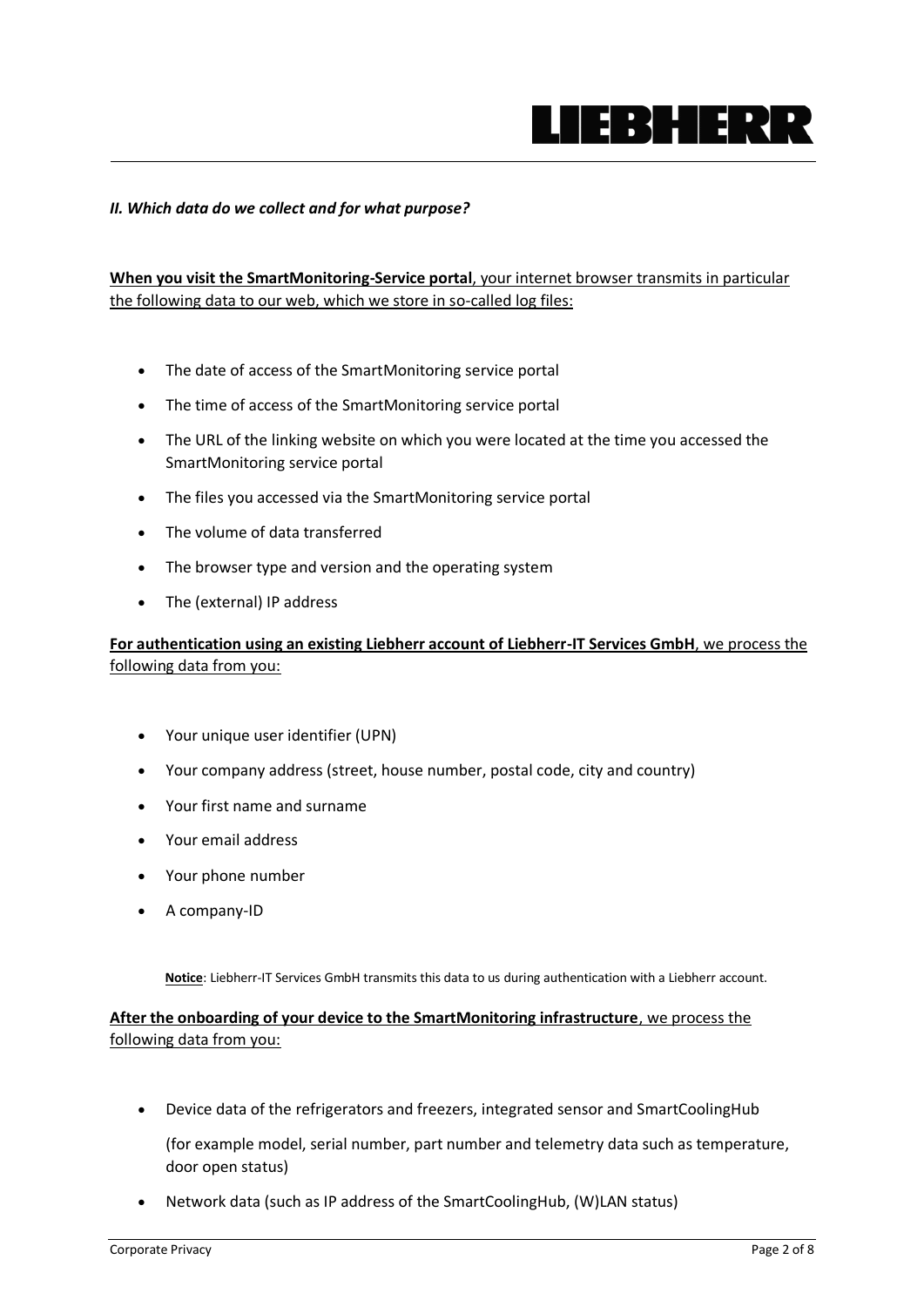*II. Which data do we collect and for what purpose?*

**When you visit the SmartMonitoring-Service portal**, your internet browser transmits in particular the following data to our web, which we store in so-called log files:

- The date of access of the SmartMonitoring service portal
- The time of access of the SmartMonitoring service portal
- The URL of the linking website on which you were located at the time you accessed the SmartMonitoring service portal
- The files you accessed via the SmartMonitoring service portal
- The volume of data transferred
- The browser type and version and the operating system
- The (external) IP address

**For authentication using an existing Liebherr account of Liebherr-IT Services GmbH**, we process the following data from you:

- Your unique user identifier (UPN)
- Your company address (street, house number, postal code, city and country)
- Your first name and surname
- Your email address
- Your phone number
- A company-ID

**Notice**: Liebherr-IT Services GmbH transmits this data to us during authentication with a Liebherr account.

**After the onboarding of your device to the SmartMonitoring infrastructure**, we process the following data from you:

- Device data of the refrigerators and freezers, integrated sensor and SmartCoolingHub

  (for example model, serial number, part number and telemetry data such as temperature, door open status)
- Network data (such as IP address of the SmartCoolingHub, (W)LAN status)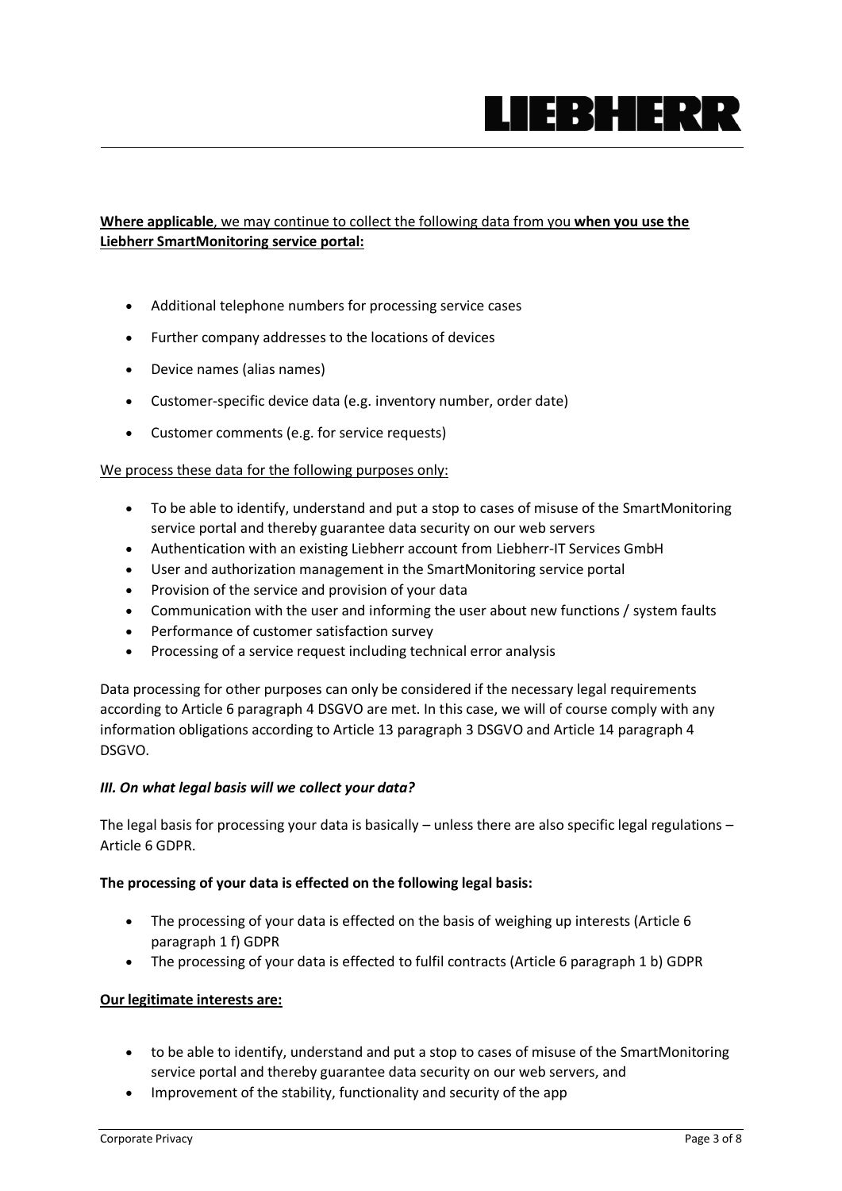**Where applicable**, we may continue to collect the following data from you **when you use the Liebherr SmartMonitoring service portal:**

- Additional telephone numbers for processing service cases
- Further company addresses to the locations of devices
- Device names (alias names)
- Customer-specific device data (e.g. inventory number, order date)
- Customer comments (e.g. for service requests)

We process these data for the following purposes only:

- To be able to identify, understand and put a stop to cases of misuse of the SmartMonitoring service portal and thereby guarantee data security on our web servers
- Authentication with an existing Liebherr account from Liebherr-IT Services GmbH
- User and authorization management in the SmartMonitoring service portal
- Provision of the service and provision of your data
- Communication with the user and informing the user about new functions / system faults
- Performance of customer satisfaction survey
- Processing of a service request including technical error analysis

Data processing for other purposes can only be considered if the necessary legal requirements according to Article 6 paragraph 4 DSGVO are met. In this case, we will of course comply with any information obligations according to Article 13 paragraph 3 DSGVO and Article 14 paragraph 4 DSGVO.

### *III. On what legal basis will we collect your data?*

The legal basis for processing your data is basically – unless there are also specific legal regulations – Article 6 GDPR.

**The processing of your data is effected on the following legal basis:**

- The processing of your data is effected on the basis of weighing up interests (Article 6 paragraph 1 f) GDPR
- The processing of your data is effected to fulfil contracts (Article 6 paragraph 1 b) GDPR

**Our legitimate interests are:**

- to be able to identify, understand and put a stop to cases of misuse of the SmartMonitoring service portal and thereby guarantee data security on our web servers, and
- Improvement of the stability, functionality and security of the app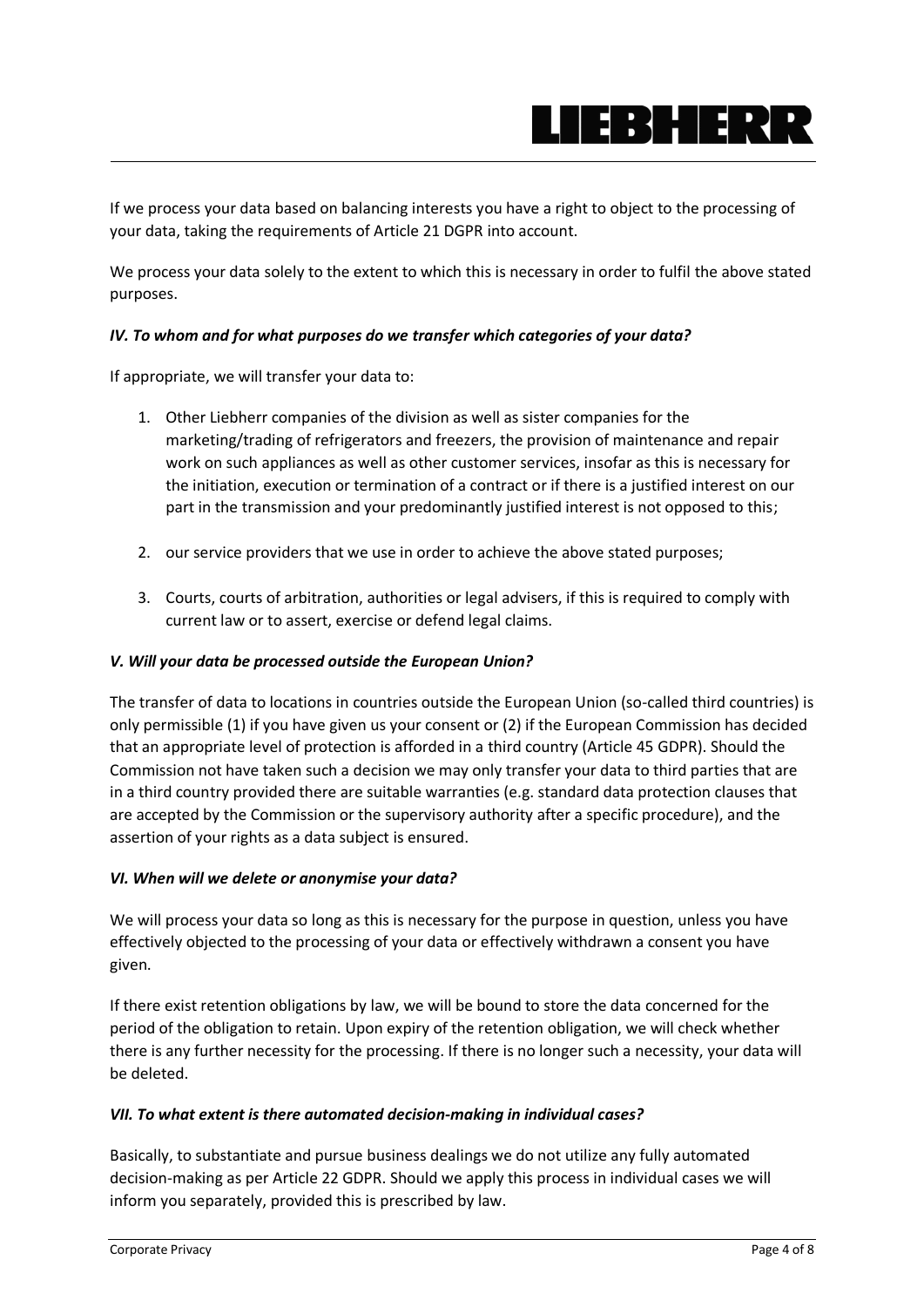If we process your data based on balancing interests you have a right to object to the processing of your data, taking the requirements of Article 21 DGPR into account.

We process your data solely to the extent to which this is necessary in order to fulfil the above stated purposes.

***IV. To whom and for what purposes do we transfer which categories of your data?***

If appropriate, we will transfer your data to:

1. Other Liebherr companies of the division as well as sister companies for the marketing/trading of refrigerators and freezers, the provision of maintenance and repair work on such appliances as well as other customer services, insofar as this is necessary for the initiation, execution or termination of a contract or if there is a justified interest on our part in the transmission and your predominantly justified interest is not opposed to this;

2. our service providers that we use in order to achieve the above stated purposes;

3. Courts, courts of arbitration, authorities or legal advisers, if this is required to comply with current law or to assert, exercise or defend legal claims.

***V. Will your data be processed outside the European Union?***

The transfer of data to locations in countries outside the European Union (so-called third countries) is only permissible (1) if you have given us your consent or (2) if the European Commission has decided that an appropriate level of protection is afforded in a third country (Article 45 GDPR). Should the Commission not have taken such a decision we may only transfer your data to third parties that are in a third country provided there are suitable warranties (e.g. standard data protection clauses that are accepted by the Commission or the supervisory authority after a specific procedure), and the assertion of your rights as a data subject is ensured.

***VI. When will we delete or anonymise your data?***

We will process your data so long as this is necessary for the purpose in question, unless you have effectively objected to the processing of your data or effectively withdrawn a consent you have given.

If there exist retention obligations by law, we will be bound to store the data concerned for the period of the obligation to retain. Upon expiry of the retention obligation, we will check whether there is any further necessity for the processing. If there is no longer such a necessity, your data will be deleted.

***VII. To what extent is there automated decision-making in individual cases?***

Basically, to substantiate and pursue business dealings we do not utilize any fully automated decision-making as per Article 22 GDPR. Should we apply this process in individual cases we will inform you separately, provided this is prescribed by law.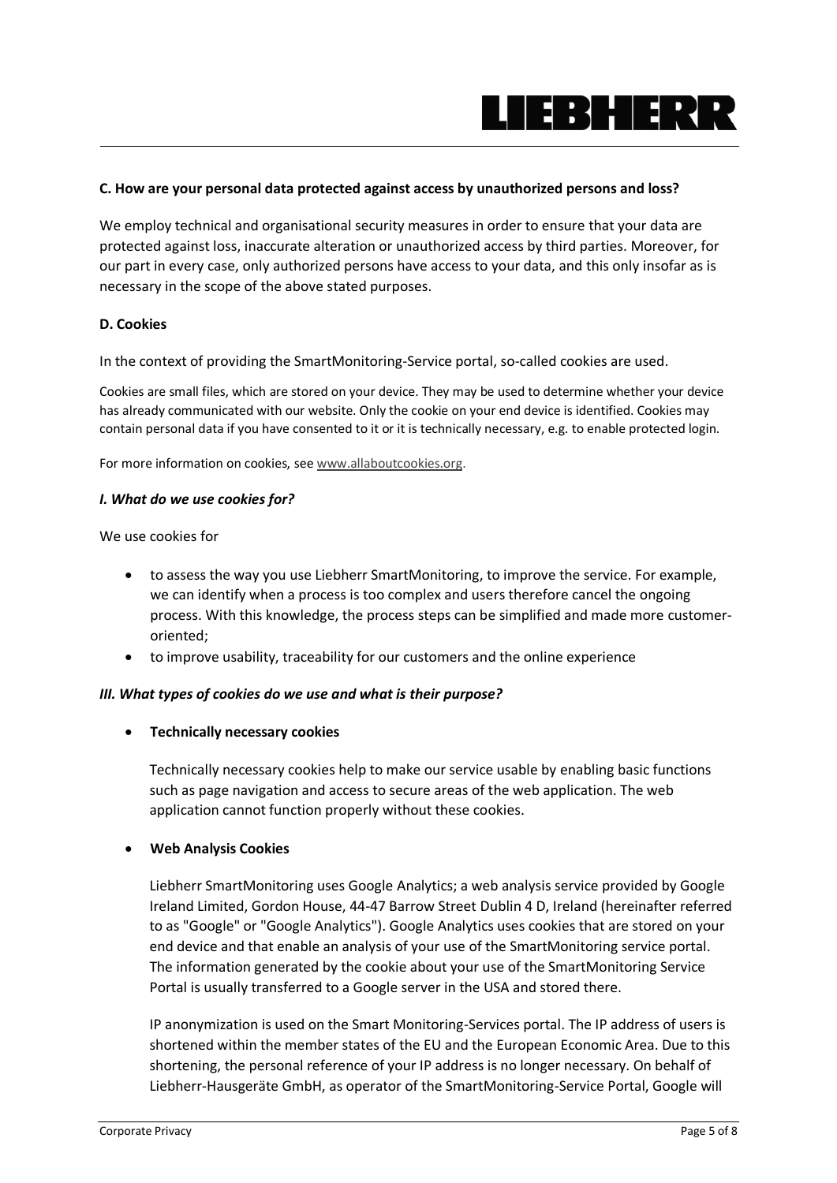### C. How are your personal data protected against access by unauthorized persons and loss?

We employ technical and organisational security measures in order to ensure that your data are protected against loss, inaccurate alteration or unauthorized access by third parties. Moreover, for our part in every case, only authorized persons have access to your data, and this only insofar as is necessary in the scope of the above stated purposes.

### D. Cookies

In the context of providing the SmartMonitoring-Service portal, so-called cookies are used.

Cookies are small files, which are stored on your device. They may be used to determine whether your device has already communicated with our website. Only the cookie on your end device is identified. Cookies may contain personal data if you have consented to it or it is technically necessary, e.g. to enable protected login.

For more information on cookies, see www.allaboutcookies.org.

#### *I. What do we use cookies for?*

We use cookies for

- to assess the way you use Liebherr SmartMonitoring, to improve the service. For example, we can identify when a process is too complex and users therefore cancel the ongoing process. With this knowledge, the process steps can be simplified and made more customer-oriented;
- to improve usability, traceability for our customers and the online experience

#### *III. What types of cookies do we use and what is their purpose?*

- **Technically necessary cookies**

  Technically necessary cookies help to make our service usable by enabling basic functions such as page navigation and access to secure areas of the web application. The web application cannot function properly without these cookies.

- **Web Analysis Cookies**

  Liebherr SmartMonitoring uses Google Analytics; a web analysis service provided by Google Ireland Limited, Gordon House, 44-47 Barrow Street Dublin 4 D, Ireland (hereinafter referred to as "Google" or "Google Analytics"). Google Analytics uses cookies that are stored on your end device and that enable an analysis of your use of the SmartMonitoring service portal. The information generated by the cookie about your use of the SmartMonitoring Service Portal is usually transferred to a Google server in the USA and stored there.

  IP anonymization is used on the Smart Monitoring-Services portal. The IP address of users is shortened within the member states of the EU and the European Economic Area. Due to this shortening, the personal reference of your IP address is no longer necessary. On behalf of Liebherr-Hausgeräte GmbH, as operator of the SmartMonitoring-Service Portal, Google will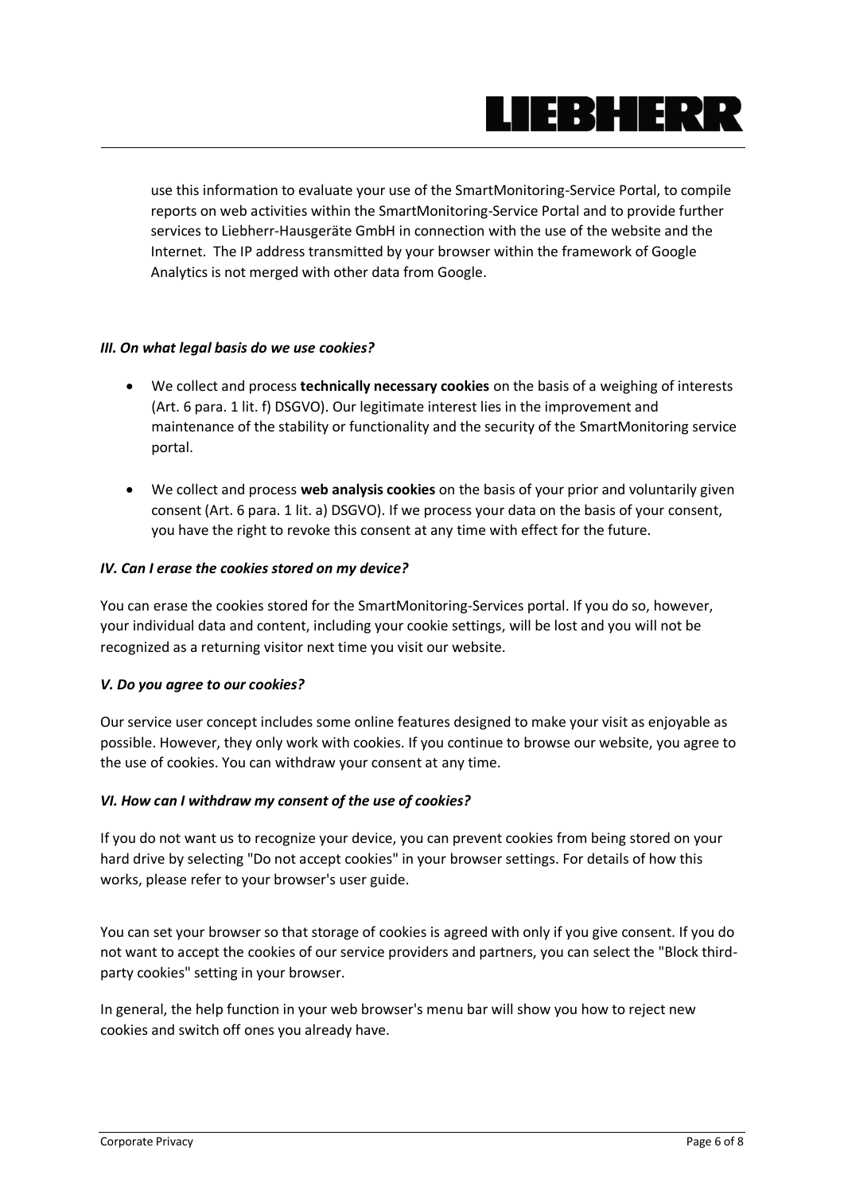use this information to evaluate your use of the SmartMonitoring-Service Portal, to compile reports on web activities within the SmartMonitoring-Service Portal and to provide further services to Liebherr-Hausgeräte GmbH in connection with the use of the website and the Internet. The IP address transmitted by your browser within the framework of Google Analytics is not merged with other data from Google.

### *III. On what legal basis do we use cookies?*

- We collect and process **technically necessary cookies** on the basis of a weighing of interests (Art. 6 para. 1 lit. f) DSGVO). Our legitimate interest lies in the improvement and maintenance of the stability or functionality and the security of the SmartMonitoring service portal.
- We collect and process **web analysis cookies** on the basis of your prior and voluntarily given consent (Art. 6 para. 1 lit. a) DSGVO). If we process your data on the basis of your consent, you have the right to revoke this consent at any time with effect for the future.

### *IV. Can I erase the cookies stored on my device?*

You can erase the cookies stored for the SmartMonitoring-Services portal. If you do so, however, your individual data and content, including your cookie settings, will be lost and you will not be recognized as a returning visitor next time you visit our website.

### *V. Do you agree to our cookies?*

Our service user concept includes some online features designed to make your visit as enjoyable as possible. However, they only work with cookies. If you continue to browse our website, you agree to the use of cookies. You can withdraw your consent at any time.

### *VI. How can I withdraw my consent of the use of cookies?*

If you do not want us to recognize your device, you can prevent cookies from being stored on your hard drive by selecting "Do not accept cookies" in your browser settings. For details of how this works, please refer to your browser's user guide.

You can set your browser so that storage of cookies is agreed with only if you give consent. If you do not want to accept the cookies of our service providers and partners, you can select the "Block third-party cookies" setting in your browser.

In general, the help function in your web browser's menu bar will show you how to reject new cookies and switch off ones you already have.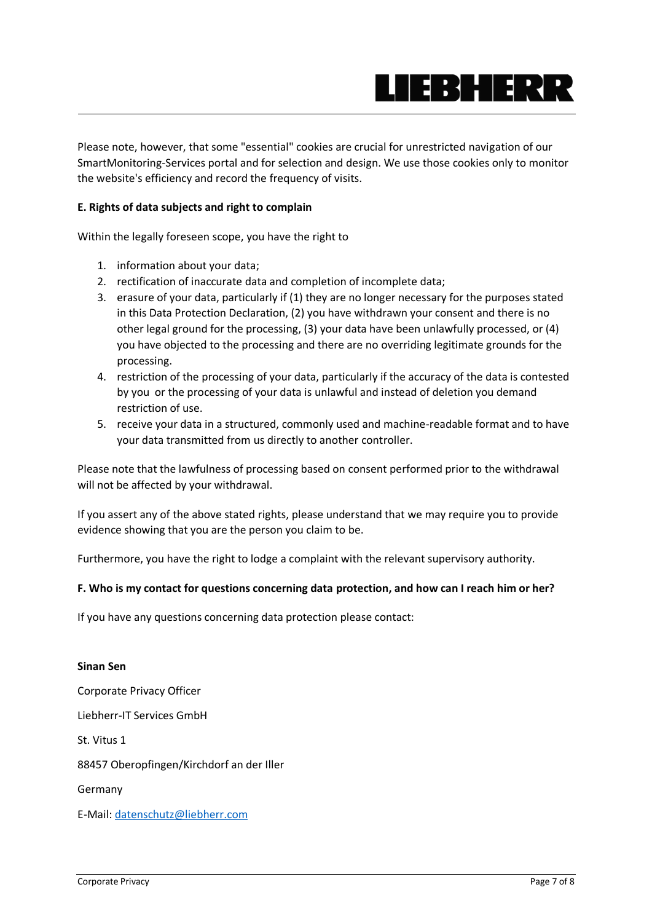Please note, however, that some "essential" cookies are crucial for unrestricted navigation of our SmartMonitoring-Services portal and for selection and design. We use those cookies only to monitor the website's efficiency and record the frequency of visits.

**E. Rights of data subjects and right to complain**

Within the legally foreseen scope, you have the right to

1. information about your data;
2. rectification of inaccurate data and completion of incomplete data;
3. erasure of your data, particularly if (1) they are no longer necessary for the purposes stated in this Data Protection Declaration, (2) you have withdrawn your consent and there is no other legal ground for the processing, (3) your data have been unlawfully processed, or (4) you have objected to the processing and there are no overriding legitimate grounds for the processing.
4. restriction of the processing of your data, particularly if the accuracy of the data is contested by you or the processing of your data is unlawful and instead of deletion you demand restriction of use.
5. receive your data in a structured, commonly used and machine-readable format and to have your data transmitted from us directly to another controller.

Please note that the lawfulness of processing based on consent performed prior to the withdrawal will not be affected by your withdrawal.

If you assert any of the above stated rights, please understand that we may require you to provide evidence showing that you are the person you claim to be.

Furthermore, you have the right to lodge a complaint with the relevant supervisory authority.

**F. Who is my contact for questions concerning data protection, and how can I reach him or her?**

If you have any questions concerning data protection please contact:

**Sinan Sen**

Corporate Privacy Officer

Liebherr-IT Services GmbH

St. Vitus 1

88457 Oberopfingen/Kirchdorf an der Iller

Germany

E-Mail: datenschutz@liebherr.com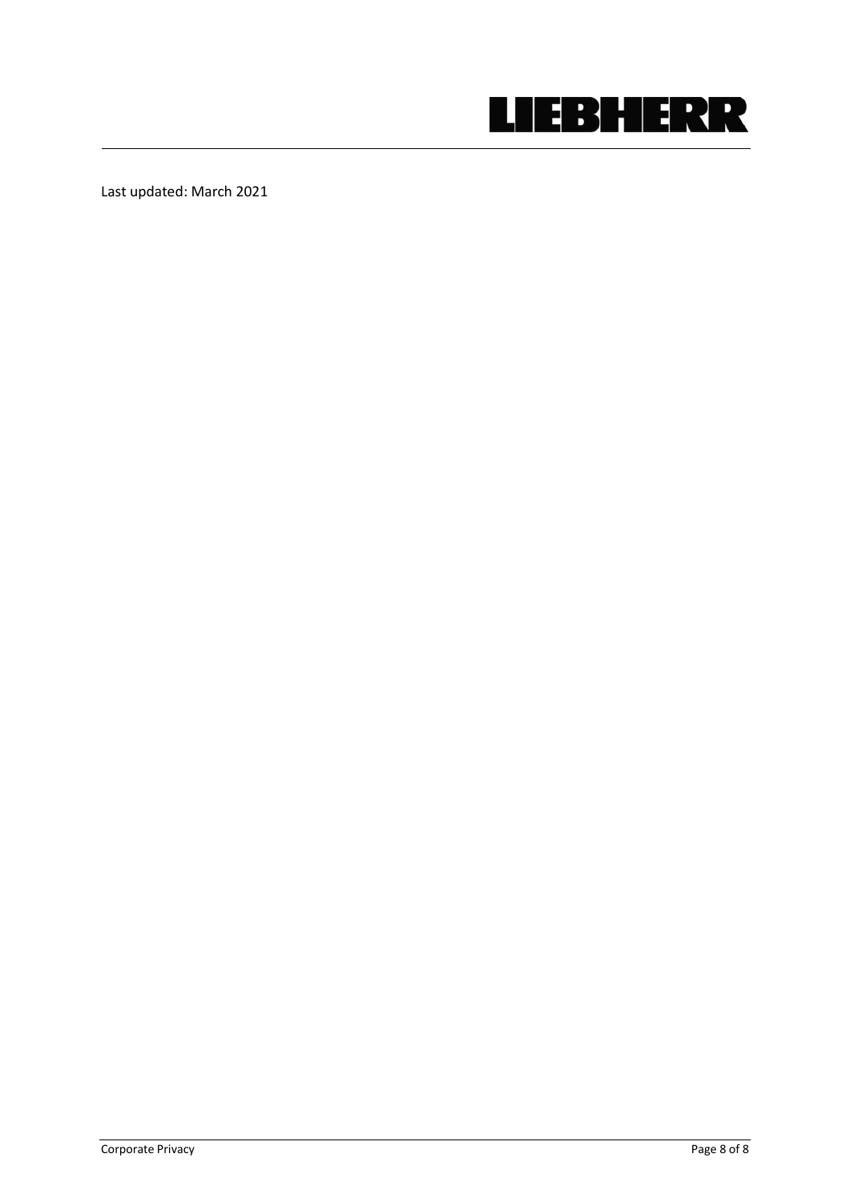Last updated: March 2021